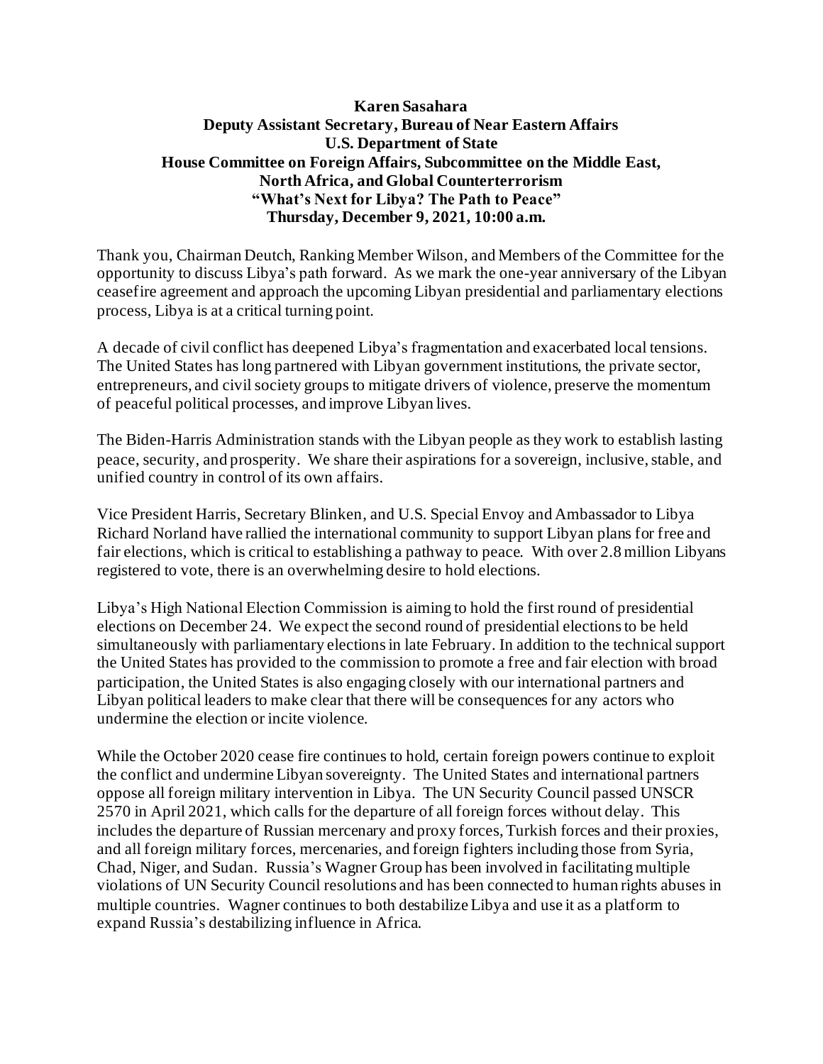**Karen Sasahara**
**Deputy Assistant Secretary, Bureau of Near Eastern Affairs**
**U.S. Department of State**
**House Committee on Foreign Affairs, Subcommittee on the Middle East, North Africa, and Global Counterterrorism**
**"What's Next for Libya? The Path to Peace"**
**Thursday, December 9, 2021, 10:00 a.m.**

Thank you, Chairman Deutch, Ranking Member Wilson, and Members of the Committee for the opportunity to discuss Libya's path forward. As we mark the one-year anniversary of the Libyan ceasefire agreement and approach the upcoming Libyan presidential and parliamentary elections process, Libya is at a critical turning point.

A decade of civil conflict has deepened Libya's fragmentation and exacerbated local tensions. The United States has long partnered with Libyan government institutions, the private sector, entrepreneurs, and civil society groups to mitigate drivers of violence, preserve the momentum of peaceful political processes, and improve Libyan lives.

The Biden-Harris Administration stands with the Libyan people as they work to establish lasting peace, security, and prosperity. We share their aspirations for a sovereign, inclusive, stable, and unified country in control of its own affairs.

Vice President Harris, Secretary Blinken, and U.S. Special Envoy and Ambassador to Libya Richard Norland have rallied the international community to support Libyan plans for free and fair elections, which is critical to establishing a pathway to peace. With over 2.8 million Libyans registered to vote, there is an overwhelming desire to hold elections.

Libya's High National Election Commission is aiming to hold the first round of presidential elections on December 24. We expect the second round of presidential elections to be held simultaneously with parliamentary elections in late February. In addition to the technical support the United States has provided to the commission to promote a free and fair election with broad participation, the United States is also engaging closely with our international partners and Libyan political leaders to make clear that there will be consequences for any actors who undermine the election or incite violence.

While the October 2020 cease fire continues to hold, certain foreign powers continue to exploit the conflict and undermine Libyan sovereignty. The United States and international partners oppose all foreign military intervention in Libya. The UN Security Council passed UNSCR 2570 in April 2021, which calls for the departure of all foreign forces without delay. This includes the departure of Russian mercenary and proxy forces, Turkish forces and their proxies, and all foreign military forces, mercenaries, and foreign fighters including those from Syria, Chad, Niger, and Sudan. Russia's Wagner Group has been involved in facilitating multiple violations of UN Security Council resolutions and has been connected to human rights abuses in multiple countries. Wagner continues to both destabilize Libya and use it as a platform to expand Russia's destabilizing influence in Africa.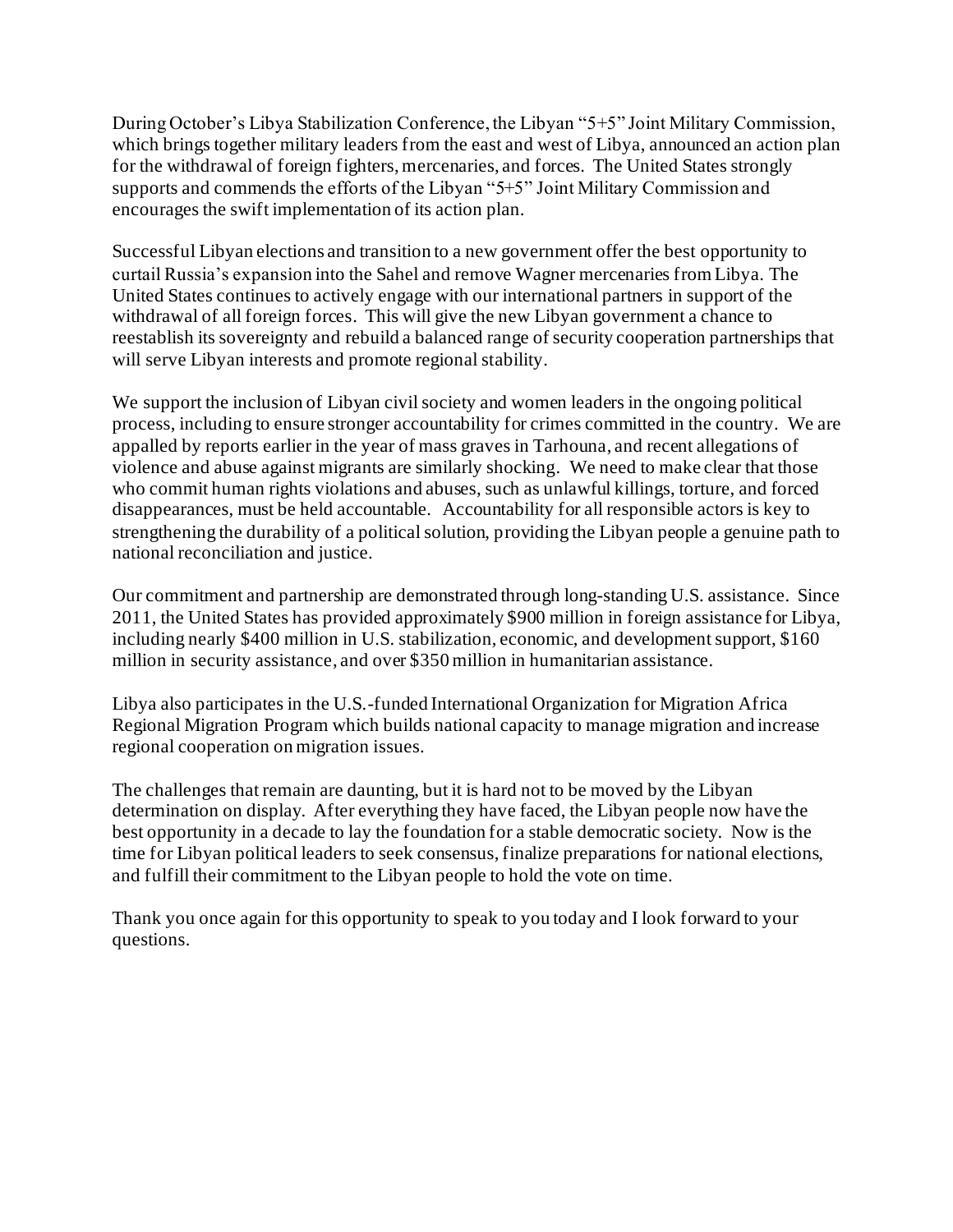During October's Libya Stabilization Conference, the Libyan "5+5" Joint Military Commission, which brings together military leaders from the east and west of Libya, announced an action plan for the withdrawal of foreign fighters, mercenaries, and forces. The United States strongly supports and commends the efforts of the Libyan "5+5" Joint Military Commission and encourages the swift implementation of its action plan.

Successful Libyan elections and transition to a new government offer the best opportunity to curtail Russia's expansion into the Sahel and remove Wagner mercenaries from Libya. The United States continues to actively engage with our international partners in support of the withdrawal of all foreign forces. This will give the new Libyan government a chance to reestablish its sovereignty and rebuild a balanced range of security cooperation partnerships that will serve Libyan interests and promote regional stability.

We support the inclusion of Libyan civil society and women leaders in the ongoing political process, including to ensure stronger accountability for crimes committed in the country. We are appalled by reports earlier in the year of mass graves in Tarhouna, and recent allegations of violence and abuse against migrants are similarly shocking. We need to make clear that those who commit human rights violations and abuses, such as unlawful killings, torture, and forced disappearances, must be held accountable. Accountability for all responsible actors is key to strengthening the durability of a political solution, providing the Libyan people a genuine path to national reconciliation and justice.

Our commitment and partnership are demonstrated through long-standing U.S. assistance. Since 2011, the United States has provided approximately $900 million in foreign assistance for Libya, including nearly $400 million in U.S. stabilization, economic, and development support, $160 million in security assistance, and over $350 million in humanitarian assistance.

Libya also participates in the U.S.-funded International Organization for Migration Africa Regional Migration Program which builds national capacity to manage migration and increase regional cooperation on migration issues.

The challenges that remain are daunting, but it is hard not to be moved by the Libyan determination on display. After everything they have faced, the Libyan people now have the best opportunity in a decade to lay the foundation for a stable democratic society. Now is the time for Libyan political leaders to seek consensus, finalize preparations for national elections, and fulfill their commitment to the Libyan people to hold the vote on time.

Thank you once again for this opportunity to speak to you today and I look forward to your questions.